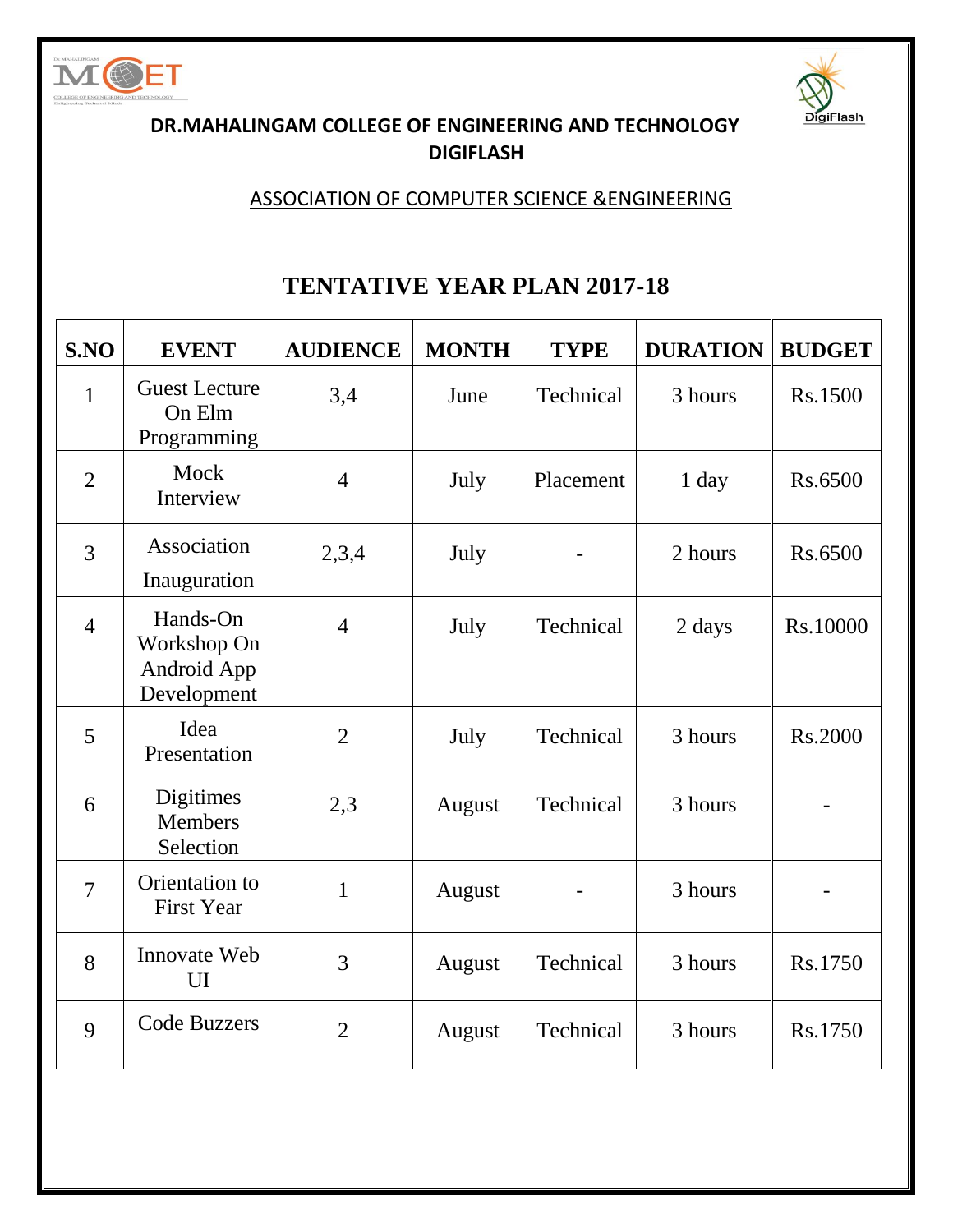**DR.MAHALINGAM COLLEGE OF ENGINEERING AND TECHNOLOGY**
**DIGIFLASH**

ASSOCIATION OF COMPUTER SCIENCE &ENGINEERING

# TENTATIVE YEAR PLAN 2017-18

| S.NO | EVENT | AUDIENCE | MONTH | TYPE | DURATION | BUDGET |
|---|---|---|---|---|---|---|
| 1 | Guest Lecture On Elm Programming | 3,4 | June | Technical | 3 hours | Rs.1500 |
| 2 | Mock Interview | 4 | July | Placement | 1 day | Rs.6500 |
| 3 | Association Inauguration | 2,3,4 | July | - | 2 hours | Rs.6500 |
| 4 | Hands-On Workshop On Android App Development | 4 | July | Technical | 2 days | Rs.10000 |
| 5 | Idea Presentation | 2 | July | Technical | 3 hours | Rs.2000 |
| 6 | Digitimes Members Selection | 2,3 | August | Technical | 3 hours | - |
| 7 | Orientation to First Year | 1 | August | - | 3 hours | - |
| 8 | Innovate Web UI | 3 | August | Technical | 3 hours | Rs.1750 |
| 9 | Code Buzzers | 2 | August | Technical | 3 hours | Rs.1750 |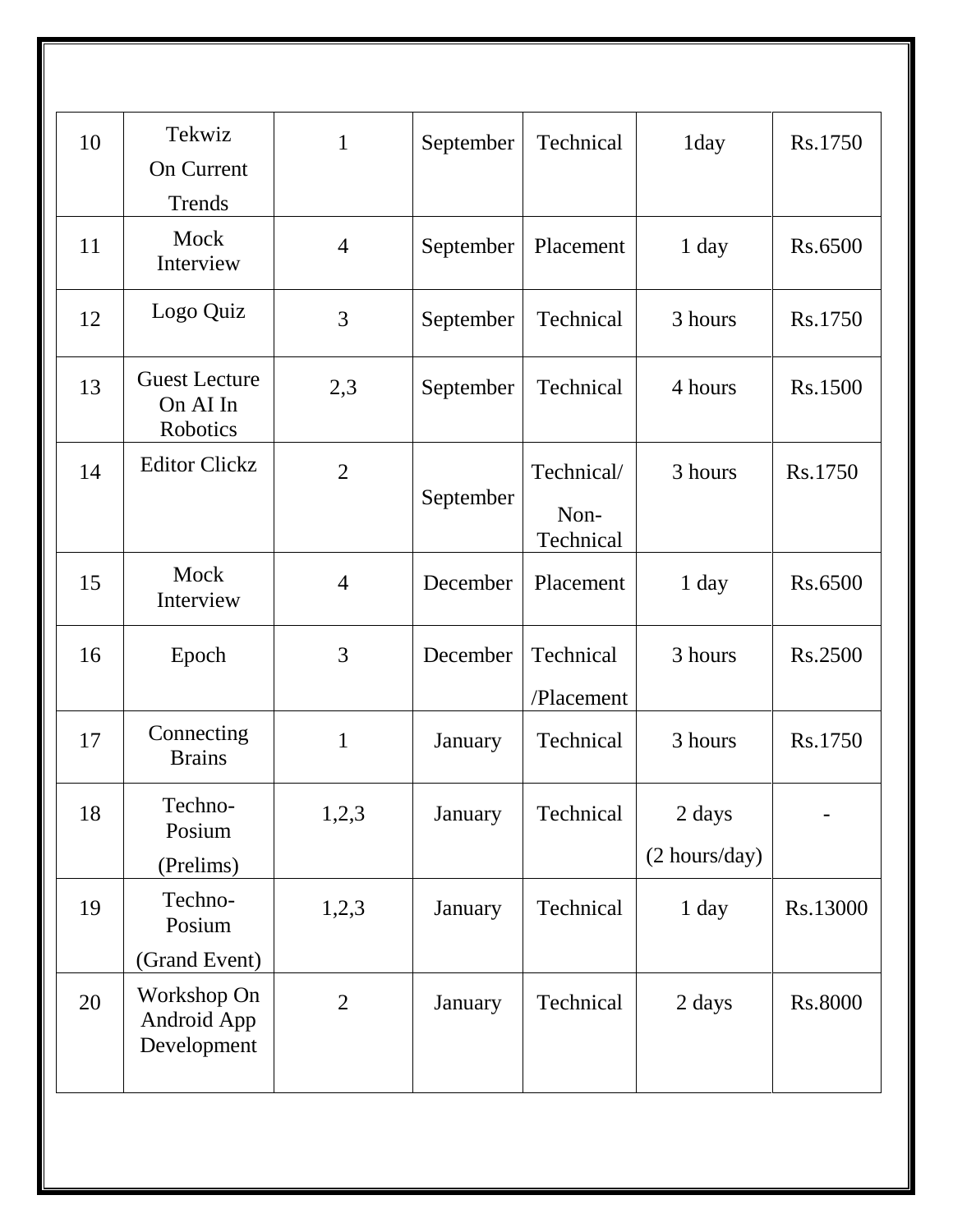| 10 | Tekwiz On Current Trends | 1 | September | Technical | 1day | Rs.1750 |
|---|---|---|---|---|---|---|
| 11 | Mock Interview | 4 | September | Placement | 1 day | Rs.6500 |
| 12 | Logo Quiz | 3 | September | Technical | 3 hours | Rs.1750 |
| 13 | Guest Lecture On AI In Robotics | 2,3 | September | Technical | 4 hours | Rs.1500 |
| 14 | Editor Clickz | 2 | September | Technical/ Non-Technical | 3 hours | Rs.1750 |
| 15 | Mock Interview | 4 | December | Placement | 1 day | Rs.6500 |
| 16 | Epoch | 3 | December | Technical /Placement | 3 hours | Rs.2500 |
| 17 | Connecting Brains | 1 | January | Technical | 3 hours | Rs.1750 |
| 18 | Techno-Posium (Prelims) | 1,2,3 | January | Technical | 2 days (2 hours/day) | - |
| 19 | Techno-Posium (Grand Event) | 1,2,3 | January | Technical | 1 day | Rs.13000 |
| 20 | Workshop On Android App Development | 2 | January | Technical | 2 days | Rs.8000 |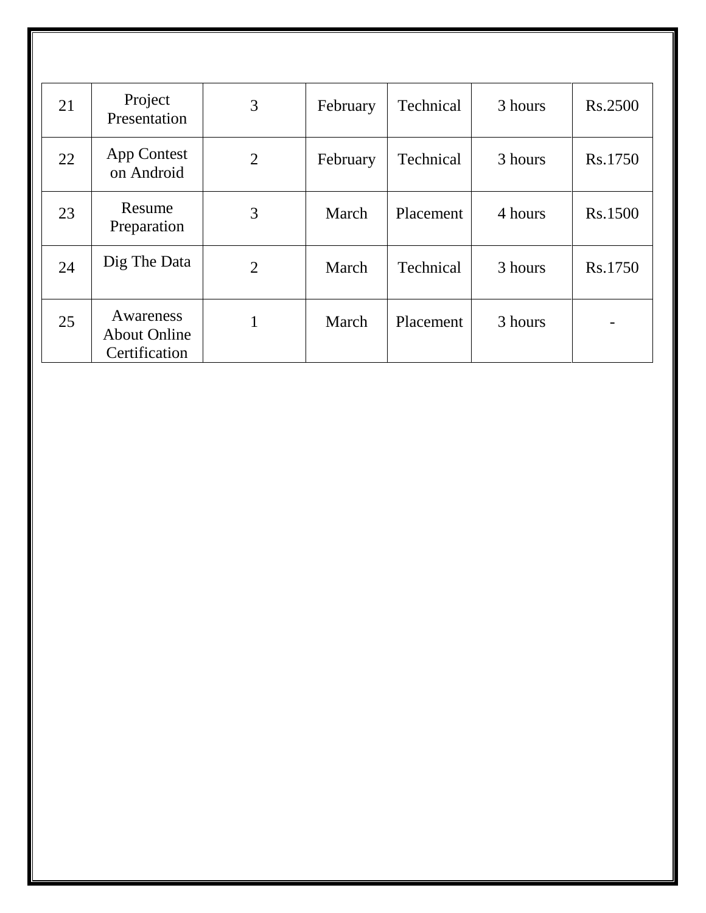| 21 | Project Presentation | 3 | February | Technical | 3 hours | Rs.2500 |
|---|---|---|---|---|---|---|
| 22 | App Contest on Android | 2 | February | Technical | 3 hours | Rs.1750 |
| 23 | Resume Preparation | 3 | March | Placement | 4 hours | Rs.1500 |
| 24 | Dig The Data | 2 | March | Technical | 3 hours | Rs.1750 |
| 25 | Awareness About Online Certification | 1 | March | Placement | 3 hours | - |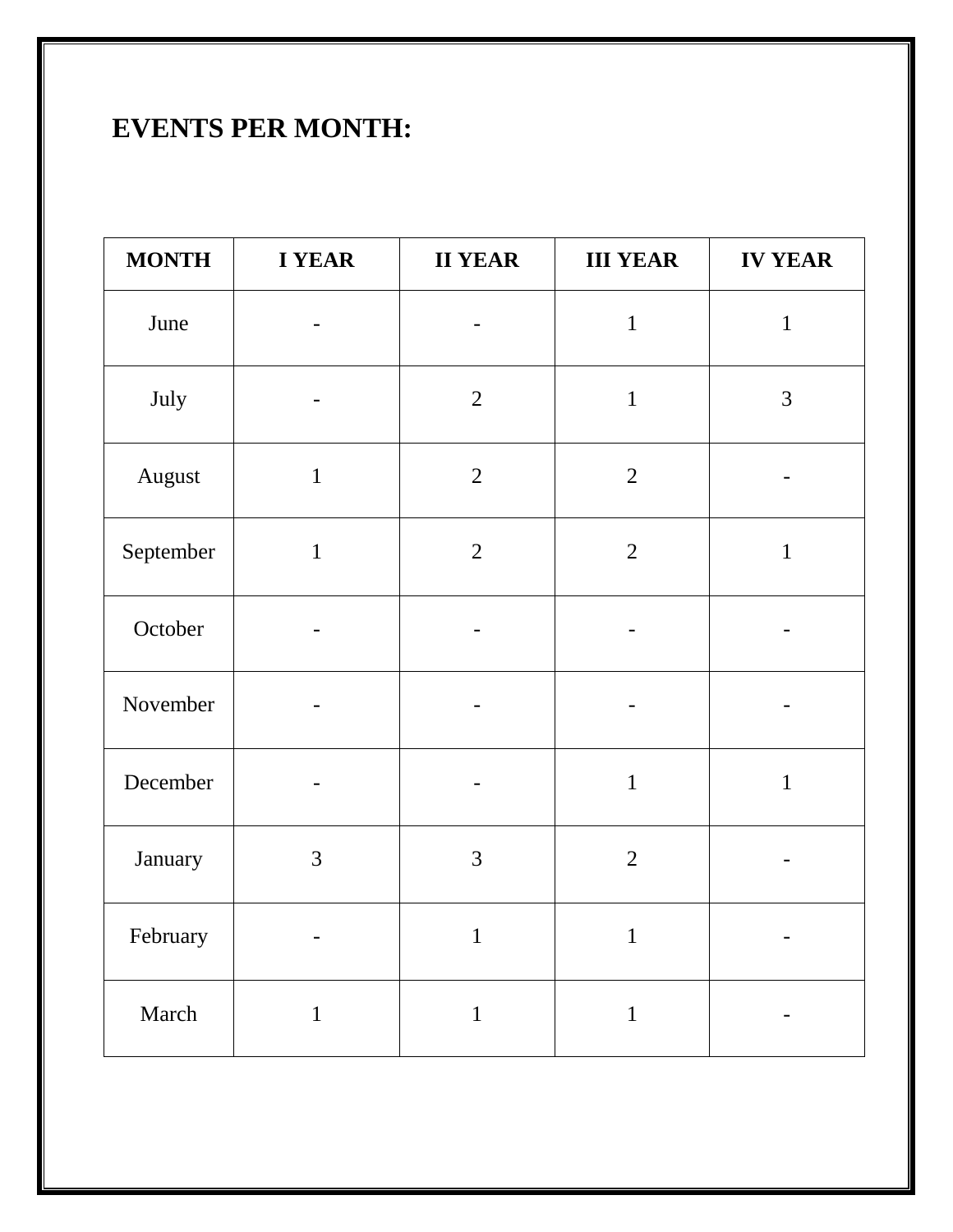## EVENTS PER MONTH:

| MONTH | I YEAR | II YEAR | III YEAR | IV YEAR |
|---|---|---|---|---|
| June | - | - | 1 | 1 |
| July | - | 2 | 1 | 3 |
| August | 1 | 2 | 2 | - |
| September | 1 | 2 | 2 | 1 |
| October | - | - | - | - |
| November | - | - | - | - |
| December | - | - | 1 | 1 |
| January | 3 | 3 | 2 | - |
| February | - | 1 | 1 | - |
| March | 1 | 1 | 1 | - |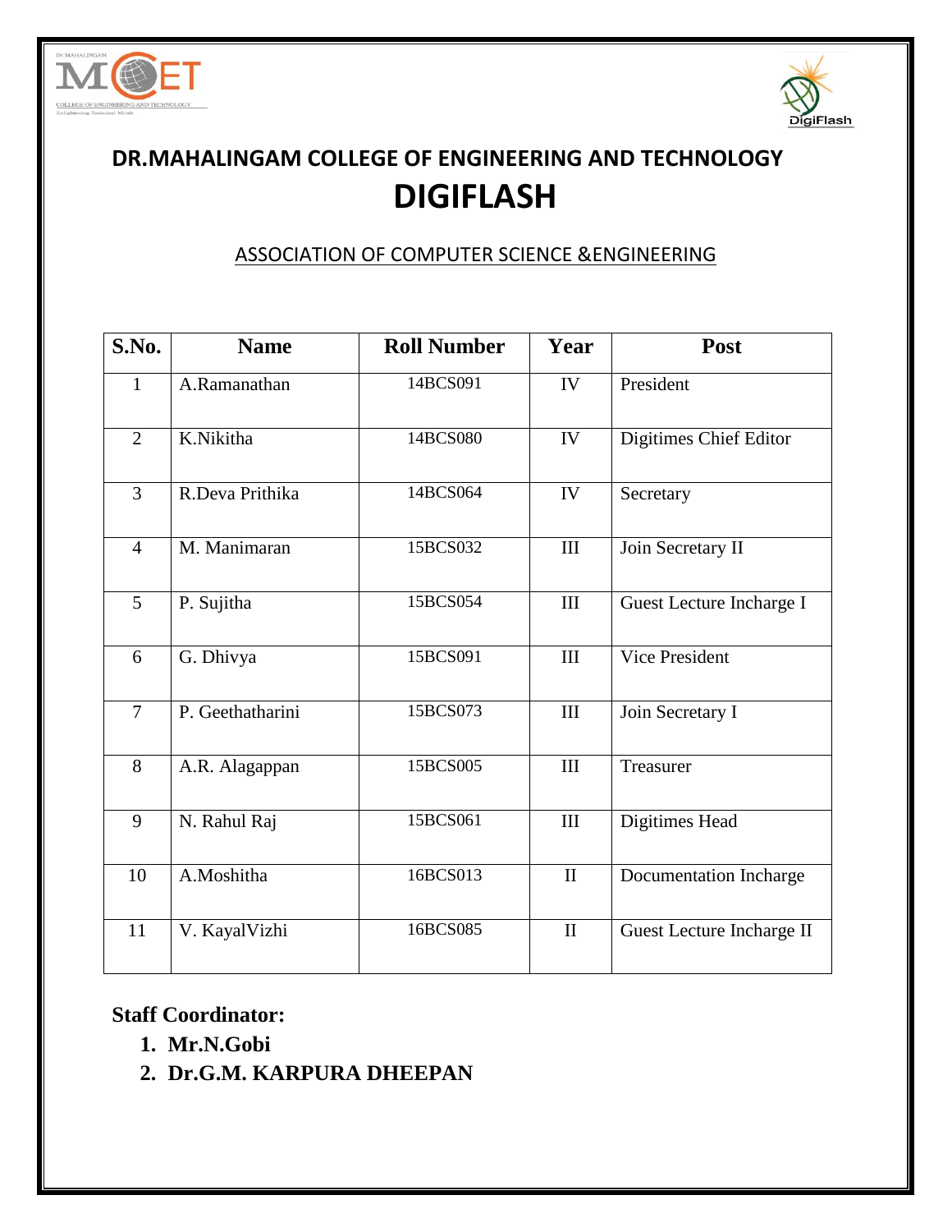# DR.MAHALINGAM COLLEGE OF ENGINEERING AND TECHNOLOGY

# DIGIFLASH

ASSOCIATION OF COMPUTER SCIENCE &ENGINEERING

| S.No. | Name | Roll Number | Year | Post |
|---|---|---|---|---|
| 1 | A.Ramanathan | 14BCS091 | IV | President |
| 2 | K.Nikitha | 14BCS080 | IV | Digitimes Chief Editor |
| 3 | R.Deva Prithika | 14BCS064 | IV | Secretary |
| 4 | M. Manimaran | 15BCS032 | III | Join Secretary II |
| 5 | P. Sujitha | 15BCS054 | III | Guest Lecture Incharge I |
| 6 | G. Dhivya | 15BCS091 | III | Vice President |
| 7 | P. Geethatharini | 15BCS073 | III | Join Secretary I |
| 8 | A.R. Alagappan | 15BCS005 | III | Treasurer |
| 9 | N. Rahul Raj | 15BCS061 | III | Digitimes Head |
| 10 | A.Moshitha | 16BCS013 | II | Documentation Incharge |
| 11 | V. KayalVizhi | 16BCS085 | II | Guest Lecture Incharge II |

**Staff Coordinator:**

1. **Mr.N.Gobi**
2. **Dr.G.M. KARPURA DHEEPAN**